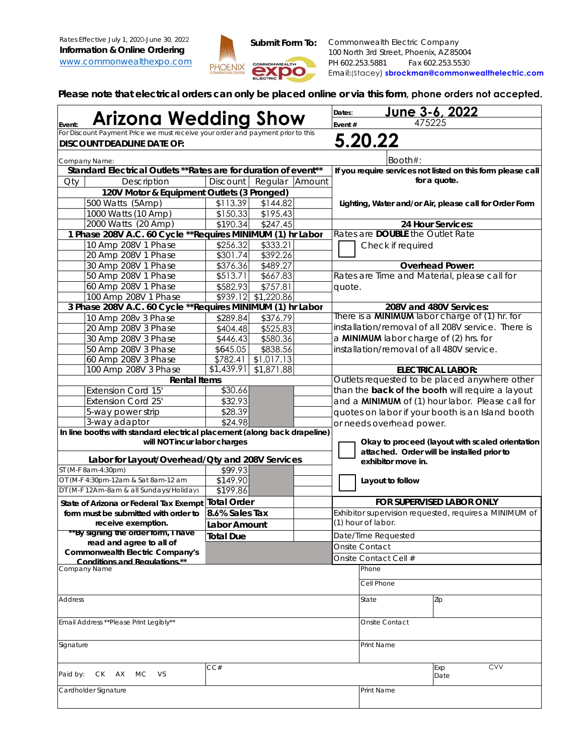Rates Effective July 1, 2020-June 30, 2022

**Information & Online Ordering**

www.commonwealthexpo.com

**Submit Form To:** Commonwealth Electric Company
100 North 3rd Street, Phoenix, AZ 85004
PH 602.253.5881 Fax 602.253.5530
Email:(Stacey) **sbrockman@commonwealthelectric.com**

**Please note that electrical orders can only be placed online or via this form, phone orders not accepted.**

| Event: **Arizona Wedding Show** | Dates: **June 3-6, 2022** |
|---|---|
| | Event # 475225 |
| For Discount Payment Price we must receive your order and payment prior to this **DISCOUNT DEADLINE DATE OF:** | **5.20.22** |
| Company Name: | Booth#: |

**Standard Electrical Outlets \*\*Rates are for duration of event\*\***

| Qty | Description | Discount | Regular | Amount |
|---|---|---|---|---|
| | **120V Motor & Equipment Outlets (3 Pronged)** | | | |
| | 500 Watts (5Amp) | $113.39 | $144.82 | |
| | 1000 Watts (10 Amp) | $150.33 | $195.43 | |
| | 2000 Watts (20 Amp) | $190.34 | $247.45 | |
| | **1 Phase 208V A.C. 60 Cycle \*\*Requires MINIMUM (1) hr Labor** | | | |
| | 10 Amp 208V 1 Phase | $256.32 | $333.21 | |
| | 20 Amp 208V 1 Phase | $301.74 | $392.26 | |
| | 30 Amp 208V 1 Phase | $376.36 | $489.27 | |
| | 50 Amp 208V 1 Phase | $513.71 | $667.83 | |
| | 60 Amp 208V 1 Phase | $582.93 | $757.81 | |
| | 100 Amp 208V 1 Phase | $939.12 | $1,220.86 | |
| | **3 Phase 208V A.C. 60 Cycle \*\*Requires MINIMUM (1) hr Labor** | | | |
| | 10 Amp 208v 3 Phase | $289.84 | $376.79 | |
| | 20 Amp 208V 3 Phase | $404.48 | $525.83 | |
| | 30 Amp 208V 3 Phase | $446.43 | $580.36 | |
| | 50 Amp 208V 3 Phase | $645.05 | $838.56 | |
| | 60 Amp 208V 3 Phase | $782.41 | $1,017.13 | |
| | 100 Amp 208V 3 Phase | $1,439.91 | $1,871.88 | |
| | **Rental Items** | | | |
| | Extension Cord 15' | $30.66 | | |
| | Extension Cord 25' | $32.93 | | |
| | 5-way power strip | $28.39 | | |
| | 3-way adaptor | $24.98 | | |

**In line booths with standard electrical placement (along back drapeline) will NOT incur labor charges**

**Labor for Layout/Overhead/Qty and 208V Services**

| | Rate | | |
|---|---|---|---|
| ST (M-F 8am-4:30pm) | $99.93 | | |
| OT (M-F 4:30pm-12am & Sat 8am-12 am | $149.90 | | |
| DT (M-F 12Am-8am & all Sundays/Holidays | $199.86 | | |

| | | |
|---|---|---|
| **State of Arizona or Federal Tax Exempt form must be submitted with order to receive exemption.** | **Total Order** | |
| | **8.6% Sales Tax** | |
| | **Labor Amount** | |
| **\*\*By signing the order form, I have read and agree to all of Commonwealth Electric Company's Conditions and Regulations.\*\*** | **Total Due** | |

**If you require services not listed on this form please call for a quote.**

**Lighting, Water and/or Air, please call for Order Form**

**24 Hour Services:**
Rates are **DOUBLE** the Outlet Rate
☐ Check if required

**Overhead Power:**
Rates are Time and Material, please call for quote.

**208V and 480V Services:**
There is a **MINIMUM** labor charge of (1) hr. for installation/removal of all 208V service. There is a **MINIMUM** labor charge of (2) hrs. for installation/removal of all 480V service.

**ELECTRICAL LABOR:**
Outlets requested to be placed anywhere other than the **back of the booth** will require a layout and a **MINIMUM** of (1) hour labor. Please call for quotes on labor if your booth is an Island booth or needs overhead power.

☐ **Okay to proceed (layout with scaled orientation attached. Order will be installed prior to exhibitor move in.**

☐ **Layout to follow**

**FOR SUPERVISED LABOR ONLY**
Exhibitor supervision requested, requires a MINIMUM of (1) hour of labor.

| |
|---|
| Date/Time Requested |
| Onsite Contact |
| Onsite Contact Cell # |

| | | | |
|---|---|---|---|
| Company Name | Phone | | |
| | Cell Phone | | |
| Address | State | Zip | |
| Email Address \*\*Please Print Legibly\*\* | Onsite Contact | | |
| Signature | Print Name | | |
| Paid by: CK AX MC VS | CC# | Exp Date | CVV |
| Cardholder Signature | Print Name | | |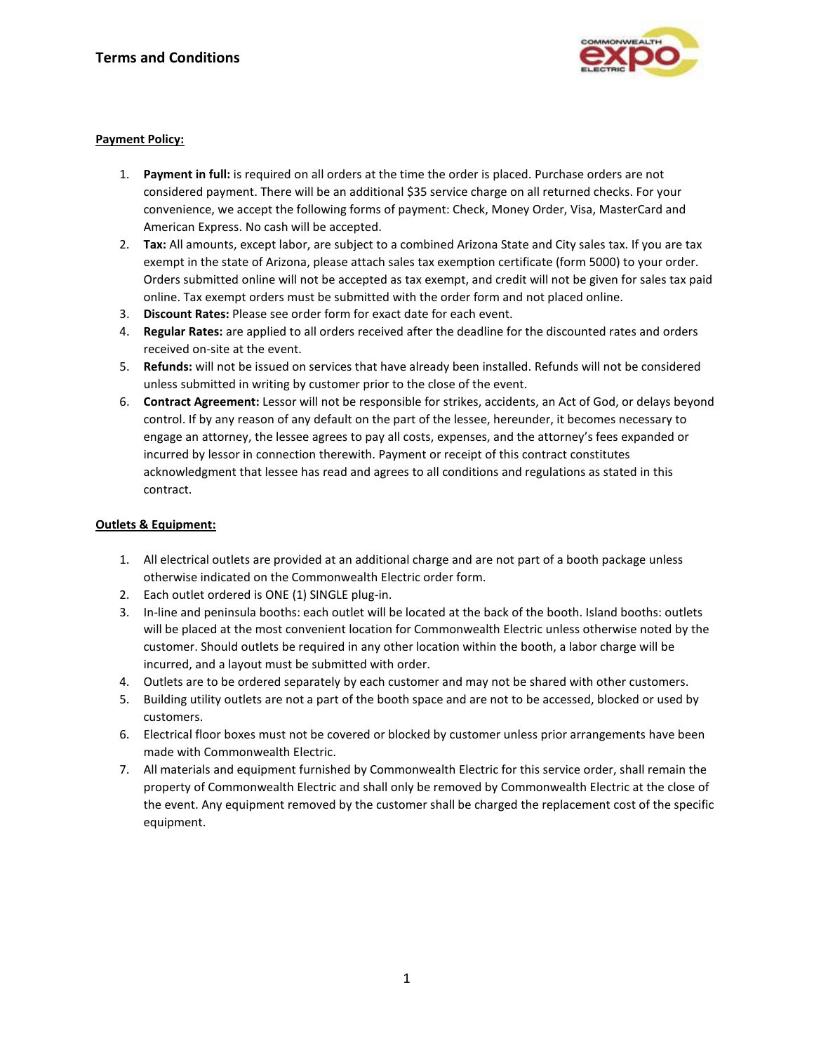# Terms and Conditions

**Payment Policy:**

1. **Payment in full:** is required on all orders at the time the order is placed. Purchase orders are not considered payment. There will be an additional $35 service charge on all returned checks. For your convenience, we accept the following forms of payment: Check, Money Order, Visa, MasterCard and American Express. No cash will be accepted.
2. **Tax:** All amounts, except labor, are subject to a combined Arizona State and City sales tax. If you are tax exempt in the state of Arizona, please attach sales tax exemption certificate (form 5000) to your order. Orders submitted online will not be accepted as tax exempt, and credit will not be given for sales tax paid online. Tax exempt orders must be submitted with the order form and not placed online.
3. **Discount Rates:** Please see order form for exact date for each event.
4. **Regular Rates:** are applied to all orders received after the deadline for the discounted rates and orders received on-site at the event.
5. **Refunds:** will not be issued on services that have already been installed. Refunds will not be considered unless submitted in writing by customer prior to the close of the event.
6. **Contract Agreement:** Lessor will not be responsible for strikes, accidents, an Act of God, or delays beyond control. If by any reason of any default on the part of the lessee, hereunder, it becomes necessary to engage an attorney, the lessee agrees to pay all costs, expenses, and the attorney's fees expanded or incurred by lessor in connection therewith. Payment or receipt of this contract constitutes acknowledgment that lessee has read and agrees to all conditions and regulations as stated in this contract.

**Outlets & Equipment:**

1. All electrical outlets are provided at an additional charge and are not part of a booth package unless otherwise indicated on the Commonwealth Electric order form.
2. Each outlet ordered is ONE (1) SINGLE plug-in.
3. In-line and peninsula booths: each outlet will be located at the back of the booth. Island booths: outlets will be placed at the most convenient location for Commonwealth Electric unless otherwise noted by the customer. Should outlets be required in any other location within the booth, a labor charge will be incurred, and a layout must be submitted with order.
4. Outlets are to be ordered separately by each customer and may not be shared with other customers.
5. Building utility outlets are not a part of the booth space and are not to be accessed, blocked or used by customers.
6. Electrical floor boxes must not be covered or blocked by customer unless prior arrangements have been made with Commonwealth Electric.
7. All materials and equipment furnished by Commonwealth Electric for this service order, shall remain the property of Commonwealth Electric and shall only be removed by Commonwealth Electric at the close of the event. Any equipment removed by the customer shall be charged the replacement cost of the specific equipment.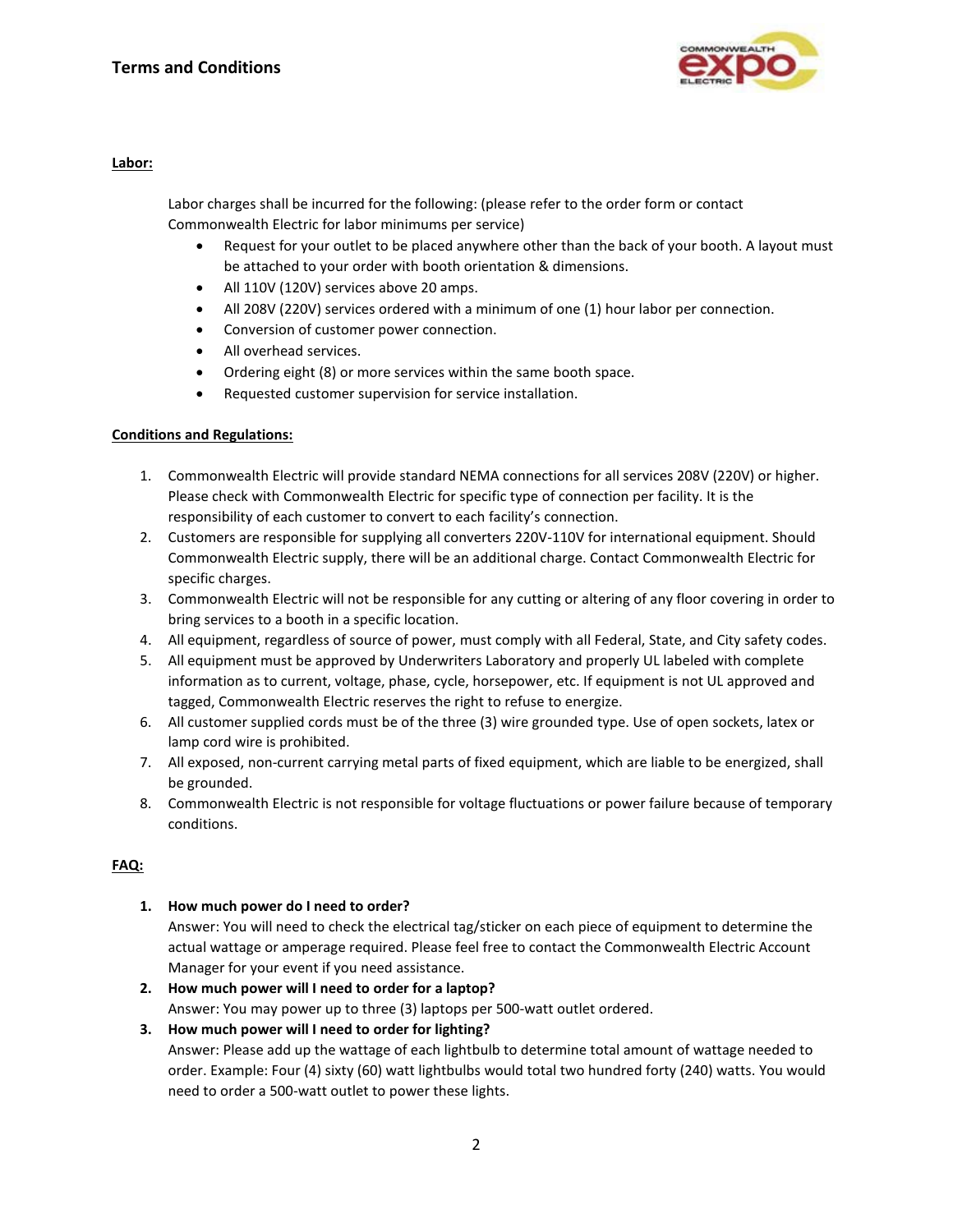# Terms and Conditions

**Labor:**

Labor charges shall be incurred for the following: (please refer to the order form or contact Commonwealth Electric for labor minimums per service)

- Request for your outlet to be placed anywhere other than the back of your booth. A layout must be attached to your order with booth orientation & dimensions.
- All 110V (120V) services above 20 amps.
- All 208V (220V) services ordered with a minimum of one (1) hour labor per connection.
- Conversion of customer power connection.
- All overhead services.
- Ordering eight (8) or more services within the same booth space.
- Requested customer supervision for service installation.

**Conditions and Regulations:**

1. Commonwealth Electric will provide standard NEMA connections for all services 208V (220V) or higher. Please check with Commonwealth Electric for specific type of connection per facility. It is the responsibility of each customer to convert to each facility's connection.
2. Customers are responsible for supplying all converters 220V-110V for international equipment. Should Commonwealth Electric supply, there will be an additional charge. Contact Commonwealth Electric for specific charges.
3. Commonwealth Electric will not be responsible for any cutting or altering of any floor covering in order to bring services to a booth in a specific location.
4. All equipment, regardless of source of power, must comply with all Federal, State, and City safety codes.
5. All equipment must be approved by Underwriters Laboratory and properly UL labeled with complete information as to current, voltage, phase, cycle, horsepower, etc. If equipment is not UL approved and tagged, Commonwealth Electric reserves the right to refuse to energize.
6. All customer supplied cords must be of the three (3) wire grounded type. Use of open sockets, latex or lamp cord wire is prohibited.
7. All exposed, non-current carrying metal parts of fixed equipment, which are liable to be energized, shall be grounded.
8. Commonwealth Electric is not responsible for voltage fluctuations or power failure because of temporary conditions.

**FAQ:**

1. **How much power do I need to order?**
   Answer: You will need to check the electrical tag/sticker on each piece of equipment to determine the actual wattage or amperage required. Please feel free to contact the Commonwealth Electric Account Manager for your event if you need assistance.
2. **How much power will I need to order for a laptop?**
   Answer: You may power up to three (3) laptops per 500-watt outlet ordered.
3. **How much power will I need to order for lighting?**
   Answer: Please add up the wattage of each lightbulb to determine total amount of wattage needed to order. Example: Four (4) sixty (60) watt lightbulbs would total two hundred forty (240) watts. You would need to order a 500-watt outlet to power these lights.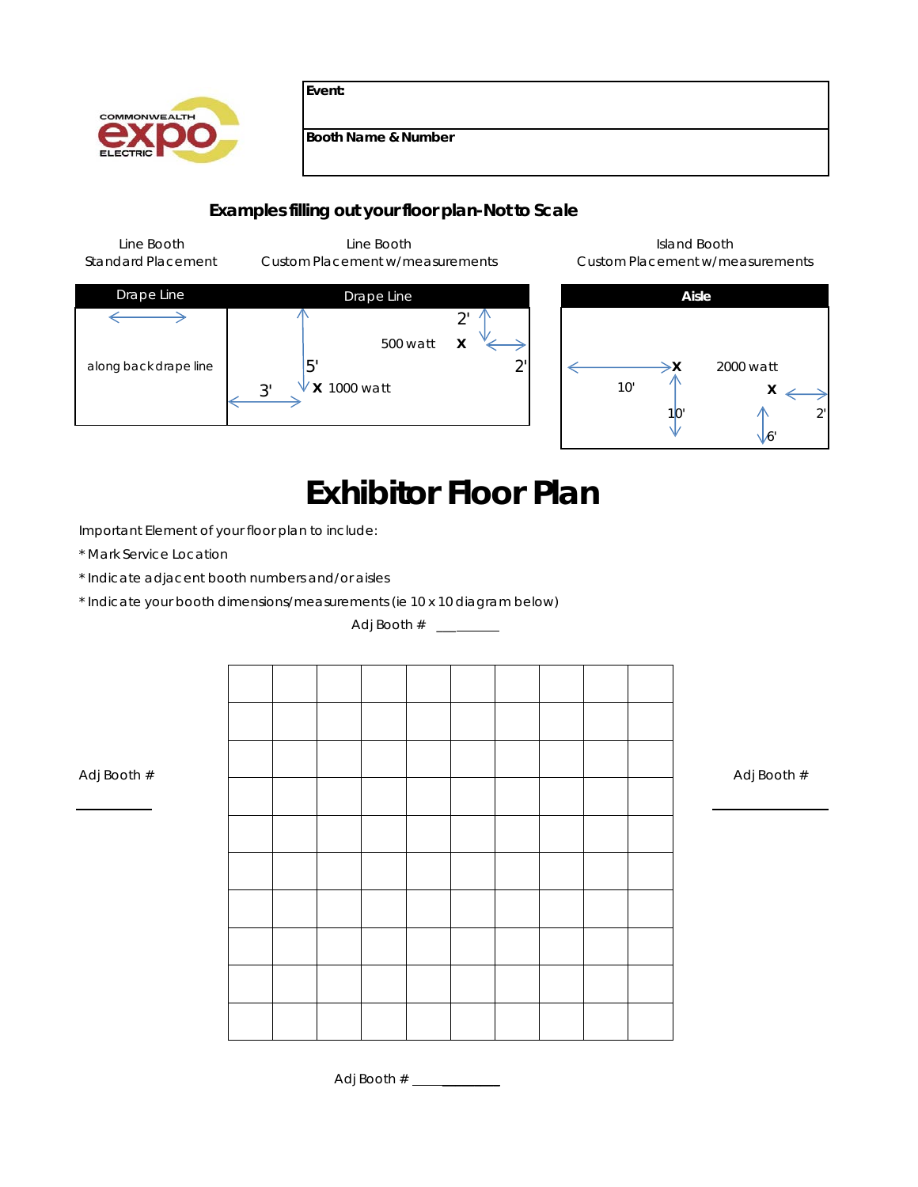| Event: |
|---|
| Booth Name & Number |

## Examples filling out your floor plan-Not to Scale

Line Booth
Standard Placement

Drape Line

along back drape line

Line Booth
Custom Placement w/measurements

Drape Line

2'

500 watt X

2'

5'

3'

X 1000 watt

Island Booth
Custom Placement w/measurements

Aisle

X 2000 watt

10'

X

10'

2'

6'

# Exhibitor Floor Plan

Important Element of your floor plan to include:

* Mark Service Location

* Indicate adjacent booth numbers and/or aisles

* Indicate your booth dimensions/measurements (ie 10 x 10 diagram below)

Adj Booth # __________

Adj Booth # __________

Adj Booth # __________

Adj Booth # __________